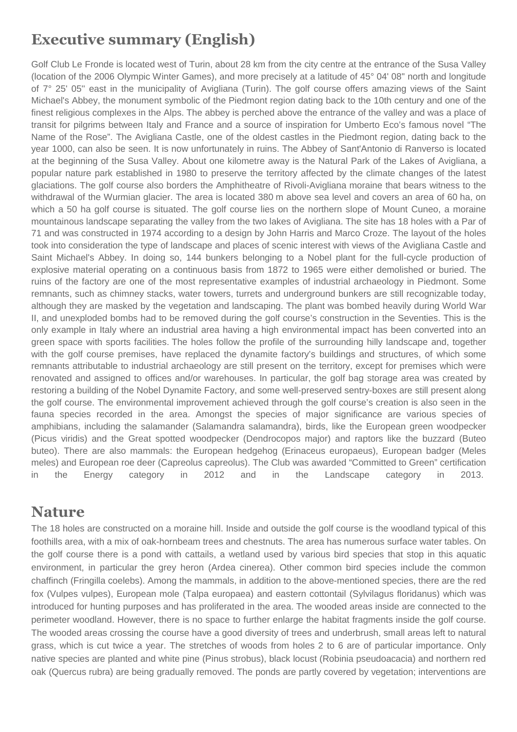# Executive summary (English)

Golf Club Le Fronde is located west of Turin, about 28 km from the city centre at the entrance of the Susa Valley (location of the 2006 Olympic Winter Games), and more precisely at a latitude of 45° 04' 08" north and longitude of 7° 25' 05'' east in the municipality of Avigliana (Turin). The golf course offers amazing views of the Saint Michael's Abbey, the monument symbolic of the Piedmont region dating back to the 10th century and one of the finest religious complexes in the Alps. The abbey is perched above the entrance of the valley and was a place of transit for pilgrims between Italy and France and a source of inspiration for Umberto Eco's famous novel "The Name of the Rose". The Avigliana Castle, one of the oldest castles in the Piedmont region, dating back to the year 1000, can also be seen. It is now unfortunately in ruins. The Abbey of Sant'Antonio di Ranverso is located at the beginning of the Susa Valley. About one kilometre away is the Natural Park of the Lakes of Avigliana, a popular nature park established in 1980 to preserve the territory affected by the climate changes of the latest glaciations. The golf course also borders the Amphitheatre of Rivoli-Avigliana moraine that bears witness to the withdrawal of the Wurmian glacier. The area is located 380 m above sea level and covers an area of 60 ha, on which a 50 ha golf course is situated. The golf course lies on the northern slope of Mount Cuneo, a moraine mountainous landscape separating the valley from the two lakes of Avigliana. The site has 18 holes with a Par of 71 and was constructed in 1974 according to a design by John Harris and Marco Croze. The layout of the holes took into consideration the type of landscape and places of scenic interest with views of the Avigliana Castle and Saint Michael's Abbey. In doing so, 144 bunkers belonging to a Nobel plant for the full-cycle production of explosive material operating on a continuous basis from 1872 to 1965 were either demolished or buried. The ruins of the factory are one of the most representative examples of industrial archaeology in Piedmont. Some remnants, such as chimney stacks, water towers, turrets and underground bunkers are still recognizable today, although they are masked by the vegetation and landscaping. The plant was bombed heavily during World War II, and unexploded bombs had to be removed during the golf course's construction in the Seventies. This is the only example in Italy where an industrial area having a high environmental impact has been converted into an green space with sports facilities. The holes follow the profile of the surrounding hilly landscape and, together with the golf course premises, have replaced the dynamite factory's buildings and structures, of which some remnants attributable to industrial archaeology are still present on the territory, except for premises which were renovated and assigned to offices and/or warehouses. In particular, the golf bag storage area was created by restoring a building of the Nobel Dynamite Factory, and some well-preserved sentry-boxes are still present along the golf course. The environmental improvement achieved through the golf course's creation is also seen in the fauna species recorded in the area. Amongst the species of major significance are various species of amphibians, including the salamander (Salamandra salamandra), birds, like the European green woodpecker (Picus viridis) and the Great spotted woodpecker (Dendrocopos major) and raptors like the buzzard (Buteo buteo). There are also mammals: the European hedgehog (Erinaceus europaeus), European badger (Meles meles) and European roe deer (Capreolus capreolus). The Club was awarded "Committed to Green" certification in the Energy category in 2012 and in the Landscape category in 2013.

## Nature

The 18 holes are constructed on a moraine hill. Inside and outside the golf course is the woodland typical of this foothills area, with a mix of oak-hornbeam trees and chestnuts. The area has numerous surface water tables. On the golf course there is a pond with cattails, a wetland used by various bird species that stop in this aquatic environment, in particular the grey heron (Ardea cinerea). Other common bird species include the common chaffinch (Fringilla coelebs). Among the mammals, in addition to the above-mentioned species, there are the red fox (Vulpes vulpes), European mole (Talpa europaea) and eastern cottontail (Sylvilagus floridanus) which was introduced for hunting purposes and has proliferated in the area. The wooded areas inside are connected to the perimeter woodland. However, there is no space to further enlarge the habitat fragments inside the golf course. The wooded areas crossing the course have a good diversity of trees and underbrush, small areas left to natural grass, which is cut twice a year. The stretches of woods from holes 2 to 6 are of particular importance. Only native species are planted and white pine (Pinus strobus), black locust (Robinia pseudoacacia) and northern red oak (Quercus rubra) are being gradually removed. The ponds are partly covered by vegetation; interventions are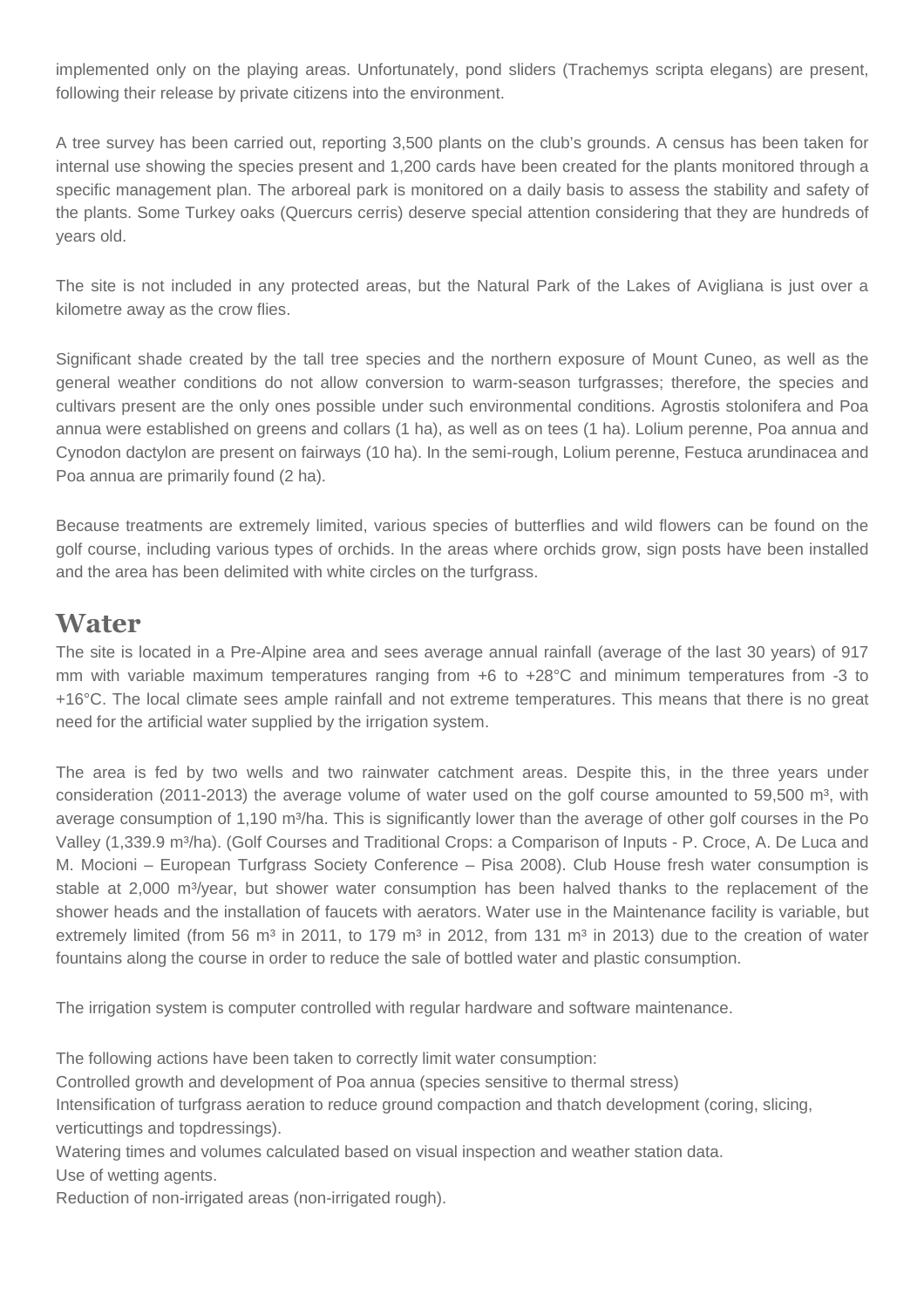implemented only on the playing areas. Unfortunately, pond sliders (Trachemys scripta elegans) are present, following their release by private citizens into the environment.

A tree survey has been carried out, reporting 3,500 plants on the club's grounds. A census has been taken for internal use showing the species present and 1,200 cards have been created for the plants monitored through a specific management plan. The arboreal park is monitored on a daily basis to assess the stability and safety of the plants. Some Turkey oaks (Quercurs cerris) deserve special attention considering that they are hundreds of years old.

The site is not included in any protected areas, but the Natural Park of the Lakes of Avigliana is just over a kilometre away as the crow flies.

Significant shade created by the tall tree species and the northern exposure of Mount Cuneo, as well as the general weather conditions do not allow conversion to warm-season turfgrasses; therefore, the species and cultivars present are the only ones possible under such environmental conditions. Agrostis stolonifera and Poa annua were established on greens and collars (1 ha), as well as on tees (1 ha). Lolium perenne, Poa annua and Cynodon dactylon are present on fairways (10 ha). In the semi-rough, Lolium perenne, Festuca arundinacea and Poa annua are primarily found (2 ha).

Because treatments are extremely limited, various species of butterflies and wild flowers can be found on the golf course, including various types of orchids. In the areas where orchids grow, sign posts have been installed and the area has been delimited with white circles on the turfgrass.

## Water

The site is located in a Pre-Alpine area and sees average annual rainfall (average of the last 30 years) of 917 mm with variable maximum temperatures ranging from +6 to +28°C and minimum temperatures from -3 to +16°C. The local climate sees ample rainfall and not extreme temperatures. This means that there is no great need for the artificial water supplied by the irrigation system.

The area is fed by two wells and two rainwater catchment areas. Despite this, in the three years under consideration (2011-2013) the average volume of water used on the golf course amounted to 59,500 m³, with average consumption of 1,190 m³/ha. This is significantly lower than the average of other golf courses in the Po Valley (1,339.9 m³/ha). (Golf Courses and Traditional Crops: a Comparison of Inputs - P. Croce, A. De Luca and M. Mocioni – European Turfgrass Society Conference – Pisa 2008). Club House fresh water consumption is stable at 2,000 m³/year, but shower water consumption has been halved thanks to the replacement of the shower heads and the installation of faucets with aerators. Water use in the Maintenance facility is variable, but extremely limited (from 56 m³ in 2011, to 179 m³ in 2012, from 131 m³ in 2013) due to the creation of water fountains along the course in order to reduce the sale of bottled water and plastic consumption.

The irrigation system is computer controlled with regular hardware and software maintenance.

The following actions have been taken to correctly limit water consumption:

Controlled growth and development of Poa annua (species sensitive to thermal stress)

Intensification of turfgrass aeration to reduce ground compaction and thatch development (coring, slicing, verticuttings and topdressings).

Watering times and volumes calculated based on visual inspection and weather station data.

Use of wetting agents.

Reduction of non-irrigated areas (non-irrigated rough).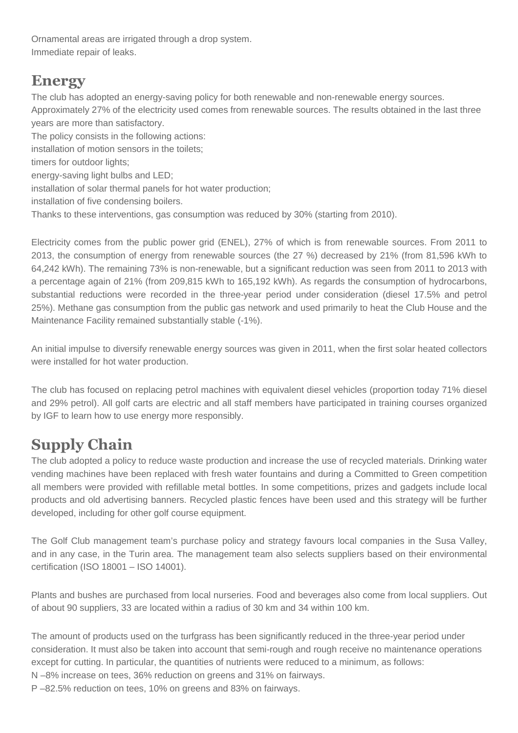Ornamental areas are irrigated through a drop system.
Immediate repair of leaks.

## Energy

The club has adopted an energy-saving policy for both renewable and non-renewable energy sources.
Approximately 27% of the electricity used comes from renewable sources. The results obtained in the last three years are more than satisfactory.
The policy consists in the following actions:
installation of motion sensors in the toilets;
timers for outdoor lights;
energy-saving light bulbs and LED;
installation of solar thermal panels for hot water production;
installation of five condensing boilers.
Thanks to these interventions, gas consumption was reduced by 30% (starting from 2010).

Electricity comes from the public power grid (ENEL), 27% of which is from renewable sources. From 2011 to 2013, the consumption of energy from renewable sources (the 27 %) decreased by 21% (from 81,596 kWh to 64,242 kWh). The remaining 73% is non-renewable, but a significant reduction was seen from 2011 to 2013 with a percentage again of 21% (from 209,815 kWh to 165,192 kWh). As regards the consumption of hydrocarbons, substantial reductions were recorded in the three-year period under consideration (diesel 17.5% and petrol 25%). Methane gas consumption from the public gas network and used primarily to heat the Club House and the Maintenance Facility remained substantially stable (-1%).

An initial impulse to diversify renewable energy sources was given in 2011, when the first solar heated collectors were installed for hot water production.

The club has focused on replacing petrol machines with equivalent diesel vehicles (proportion today 71% diesel and 29% petrol). All golf carts are electric and all staff members have participated in training courses organized by IGF to learn how to use energy more responsibly.

## Supply Chain

The club adopted a policy to reduce waste production and increase the use of recycled materials. Drinking water vending machines have been replaced with fresh water fountains and during a Committed to Green competition all members were provided with refillable metal bottles. In some competitions, prizes and gadgets include local products and old advertising banners. Recycled plastic fences have been used and this strategy will be further developed, including for other golf course equipment.

The Golf Club management team's purchase policy and strategy favours local companies in the Susa Valley, and in any case, in the Turin area. The management team also selects suppliers based on their environmental certification (ISO 18001 – ISO 14001).

Plants and bushes are purchased from local nurseries. Food and beverages also come from local suppliers. Out of about 90 suppliers, 33 are located within a radius of 30 km and 34 within 100 km.

The amount of products used on the turfgrass has been significantly reduced in the three-year period under consideration. It must also be taken into account that semi-rough and rough receive no maintenance operations except for cutting. In particular, the quantities of nutrients were reduced to a minimum, as follows:
N –8% increase on tees, 36% reduction on greens and 31% on fairways.
P –82.5% reduction on tees, 10% on greens and 83% on fairways.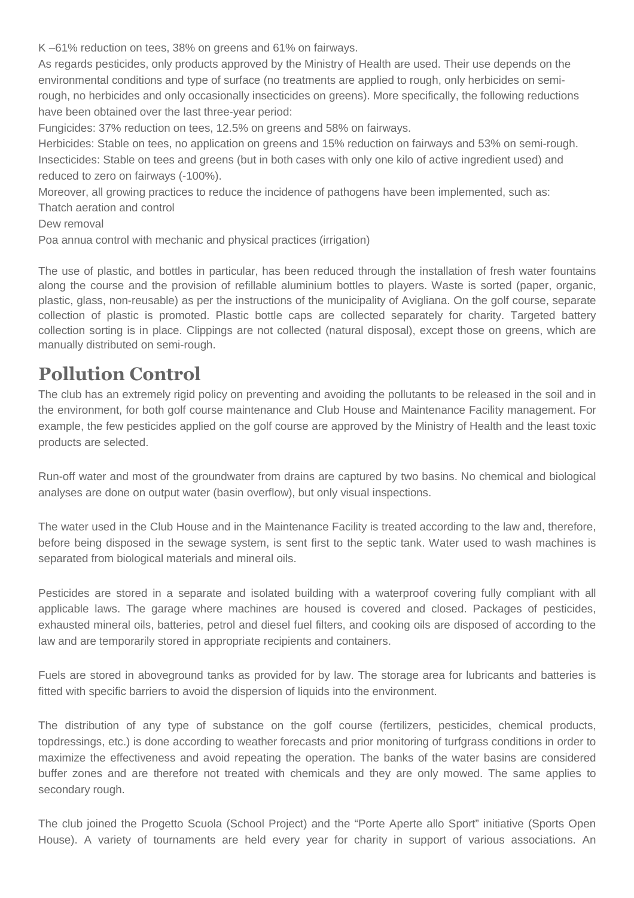K –61% reduction on tees, 38% on greens and 61% on fairways.

As regards pesticides, only products approved by the Ministry of Health are used. Their use depends on the environmental conditions and type of surface (no treatments are applied to rough, only herbicides on semi-rough, no herbicides and only occasionally insecticides on greens). More specifically, the following reductions have been obtained over the last three-year period:

Fungicides: 37% reduction on tees, 12.5% on greens and 58% on fairways.

Herbicides: Stable on tees, no application on greens and 15% reduction on fairways and 53% on semi-rough.

Insecticides: Stable on tees and greens (but in both cases with only one kilo of active ingredient used) and reduced to zero on fairways (-100%).

Moreover, all growing practices to reduce the incidence of pathogens have been implemented, such as:

Thatch aeration and control

Dew removal

Poa annua control with mechanic and physical practices (irrigation)

The use of plastic, and bottles in particular, has been reduced through the installation of fresh water fountains along the course and the provision of refillable aluminium bottles to players. Waste is sorted (paper, organic, plastic, glass, non-reusable) as per the instructions of the municipality of Avigliana. On the golf course, separate collection of plastic is promoted. Plastic bottle caps are collected separately for charity. Targeted battery collection sorting is in place. Clippings are not collected (natural disposal), except those on greens, which are manually distributed on semi-rough.

## Pollution Control

The club has an extremely rigid policy on preventing and avoiding the pollutants to be released in the soil and in the environment, for both golf course maintenance and Club House and Maintenance Facility management. For example, the few pesticides applied on the golf course are approved by the Ministry of Health and the least toxic products are selected.

Run-off water and most of the groundwater from drains are captured by two basins. No chemical and biological analyses are done on output water (basin overflow), but only visual inspections.

The water used in the Club House and in the Maintenance Facility is treated according to the law and, therefore, before being disposed in the sewage system, is sent first to the septic tank. Water used to wash machines is separated from biological materials and mineral oils.

Pesticides are stored in a separate and isolated building with a waterproof covering fully compliant with all applicable laws. The garage where machines are housed is covered and closed. Packages of pesticides, exhausted mineral oils, batteries, petrol and diesel fuel filters, and cooking oils are disposed of according to the law and are temporarily stored in appropriate recipients and containers.

Fuels are stored in aboveground tanks as provided for by law. The storage area for lubricants and batteries is fitted with specific barriers to avoid the dispersion of liquids into the environment.

The distribution of any type of substance on the golf course (fertilizers, pesticides, chemical products, topdressings, etc.) is done according to weather forecasts and prior monitoring of turfgrass conditions in order to maximize the effectiveness and avoid repeating the operation. The banks of the water basins are considered buffer zones and are therefore not treated with chemicals and they are only mowed. The same applies to secondary rough.

The club joined the Progetto Scuola (School Project) and the "Porte Aperte allo Sport" initiative (Sports Open House). A variety of tournaments are held every year for charity in support of various associations. An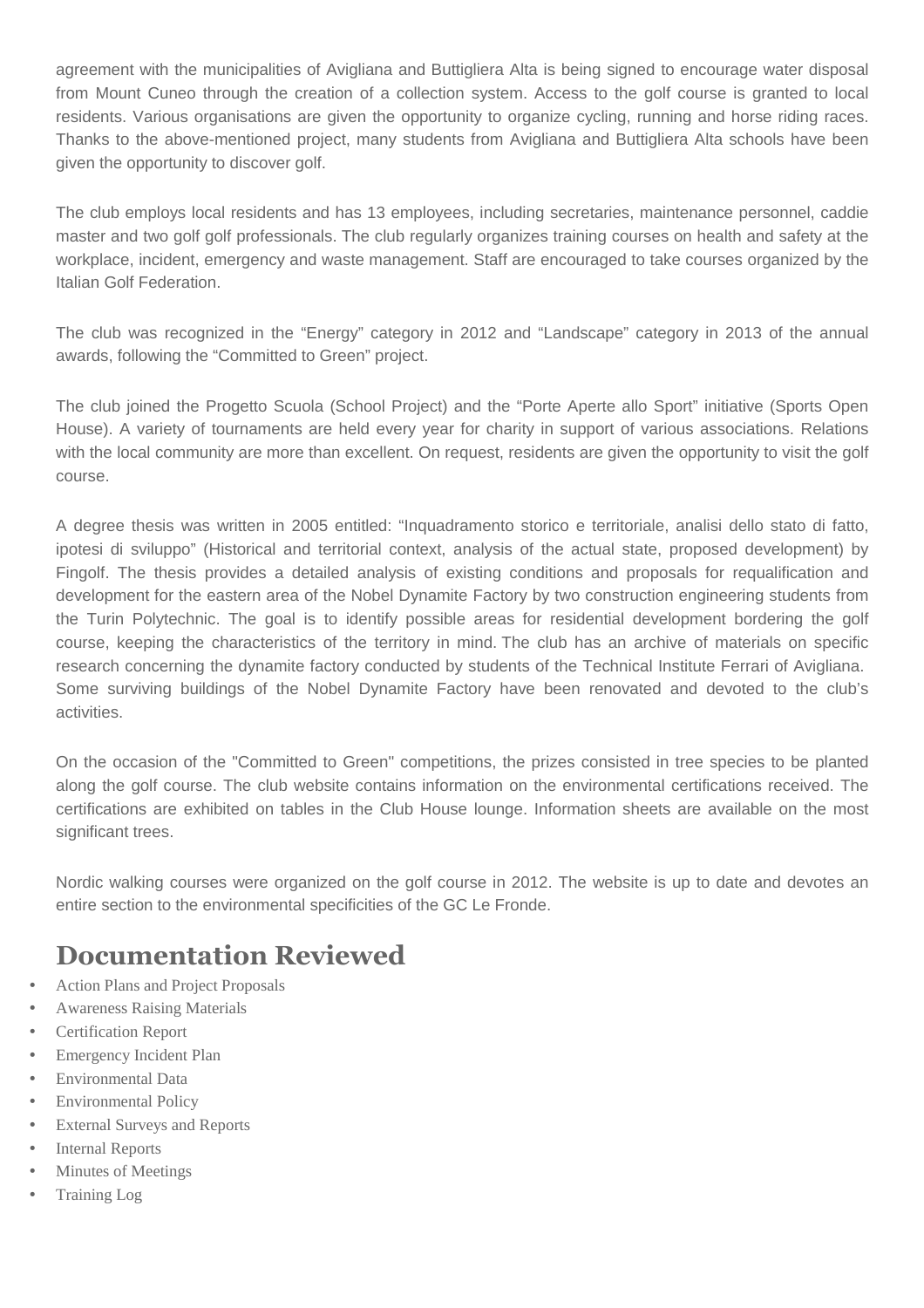agreement with the municipalities of Avigliana and Buttigliera Alta is being signed to encourage water disposal from Mount Cuneo through the creation of a collection system. Access to the golf course is granted to local residents. Various organisations are given the opportunity to organize cycling, running and horse riding races. Thanks to the above-mentioned project, many students from Avigliana and Buttigliera Alta schools have been given the opportunity to discover golf.

The club employs local residents and has 13 employees, including secretaries, maintenance personnel, caddie master and two golf golf professionals. The club regularly organizes training courses on health and safety at the workplace, incident, emergency and waste management. Staff are encouraged to take courses organized by the Italian Golf Federation.

The club was recognized in the “Energy” category in 2012 and “Landscape” category in 2013 of the annual awards, following the “Committed to Green” project.

The club joined the Progetto Scuola (School Project) and the “Porte Aperte allo Sport” initiative (Sports Open House). A variety of tournaments are held every year for charity in support of various associations. Relations with the local community are more than excellent. On request, residents are given the opportunity to visit the golf course.

A degree thesis was written in 2005 entitled: “Inquadramento storico e territoriale, analisi dello stato di fatto, ipotesi di sviluppo” (Historical and territorial context, analysis of the actual state, proposed development) by Fingolf. The thesis provides a detailed analysis of existing conditions and proposals for requalification and development for the eastern area of the Nobel Dynamite Factory by two construction engineering students from the Turin Polytechnic. The goal is to identify possible areas for residential development bordering the golf course, keeping the characteristics of the territory in mind. The club has an archive of materials on specific research concerning the dynamite factory conducted by students of the Technical Institute Ferrari of Avigliana. Some surviving buildings of the Nobel Dynamite Factory have been renovated and devoted to the club’s activities.

On the occasion of the "Committed to Green" competitions, the prizes consisted in tree species to be planted along the golf course. The club website contains information on the environmental certifications received. The certifications are exhibited on tables in the Club House lounge. Information sheets are available on the most significant trees.

Nordic walking courses were organized on the golf course in 2012. The website is up to date and devotes an entire section to the environmental specificities of the GC Le Fronde.

## Documentation Reviewed

- Action Plans and Project Proposals
- Awareness Raising Materials
- Certification Report
- Emergency Incident Plan
- Environmental Data
- Environmental Policy
- External Surveys and Reports
- Internal Reports
- Minutes of Meetings
- Training Log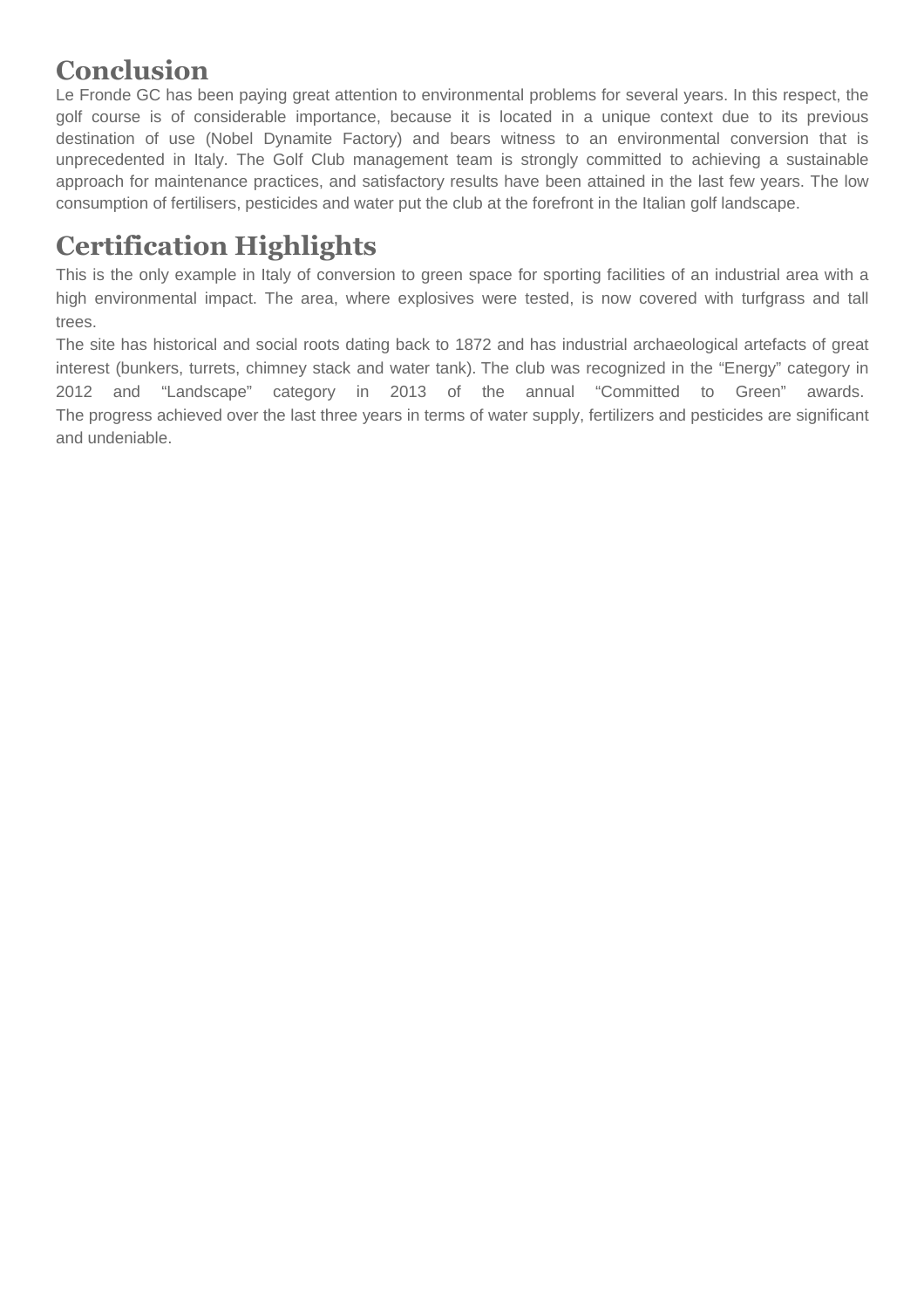## Conclusion

Le Fronde GC has been paying great attention to environmental problems for several years. In this respect, the golf course is of considerable importance, because it is located in a unique context due to its previous destination of use (Nobel Dynamite Factory) and bears witness to an environmental conversion that is unprecedented in Italy. The Golf Club management team is strongly committed to achieving a sustainable approach for maintenance practices, and satisfactory results have been attained in the last few years. The low consumption of fertilisers, pesticides and water put the club at the forefront in the Italian golf landscape.

## Certification Highlights

This is the only example in Italy of conversion to green space for sporting facilities of an industrial area with a high environmental impact. The area, where explosives were tested, is now covered with turfgrass and tall trees.

The site has historical and social roots dating back to 1872 and has industrial archaeological artefacts of great interest (bunkers, turrets, chimney stack and water tank). The club was recognized in the "Energy" category in 2012 and "Landscape" category in 2013 of the annual "Committed to Green" awards.

The progress achieved over the last three years in terms of water supply, fertilizers and pesticides are significant and undeniable.